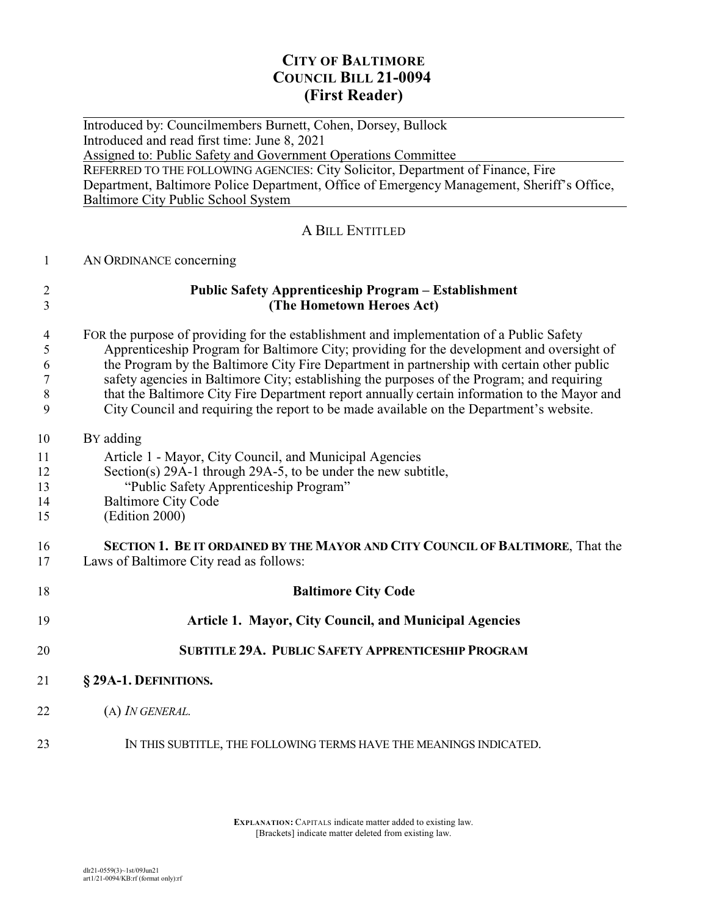# CITY OF BALTIMORE
# COUNCIL BILL 21-0094
# (First Reader)

Introduced by: Councilmembers Burnett, Cohen, Dorsey, Bullock
Introduced and read first time: June 8, 2021
Assigned to: Public Safety and Government Operations Committee

REFERRED TO THE FOLLOWING AGENCIES: City Solicitor, Department of Finance, Fire Department, Baltimore Police Department, Office of Emergency Management, Sheriff's Office, Baltimore City Public School System

## A BILL ENTITLED

AN ORDINANCE concerning

**Public Safety Apprenticeship Program – Establishment**
**(The Hometown Heroes Act)**

FOR the purpose of providing for the establishment and implementation of a Public Safety Apprenticeship Program for Baltimore City; providing for the development and oversight of the Program by the Baltimore City Fire Department in partnership with certain other public safety agencies in Baltimore City; establishing the purposes of the Program; and requiring that the Baltimore City Fire Department report annually certain information to the Mayor and City Council and requiring the report to be made available on the Department's website.

BY adding
Article 1 - Mayor, City Council, and Municipal Agencies
Section(s) 29A-1 through 29A-5, to be under the new subtitle,
"Public Safety Apprenticeship Program"
Baltimore City Code
(Edition 2000)

**SECTION 1. BE IT ORDAINED BY THE MAYOR AND CITY COUNCIL OF BALTIMORE**, That the Laws of Baltimore City read as follows:

**Baltimore City Code**

**Article 1. Mayor, City Council, and Municipal Agencies**

**SUBTITLE 29A. PUBLIC SAFETY APPRENTICESHIP PROGRAM**

**§ 29A-1. DEFINITIONS.**

(A) *IN GENERAL.*

IN THIS SUBTITLE, THE FOLLOWING TERMS HAVE THE MEANINGS INDICATED.

**EXPLANATION:** CAPITALS indicate matter added to existing law.
[Brackets] indicate matter deleted from existing law.

dlr21-0559(3)~1st/09Jun21
art1/21-0094/KB:rf (format only):rf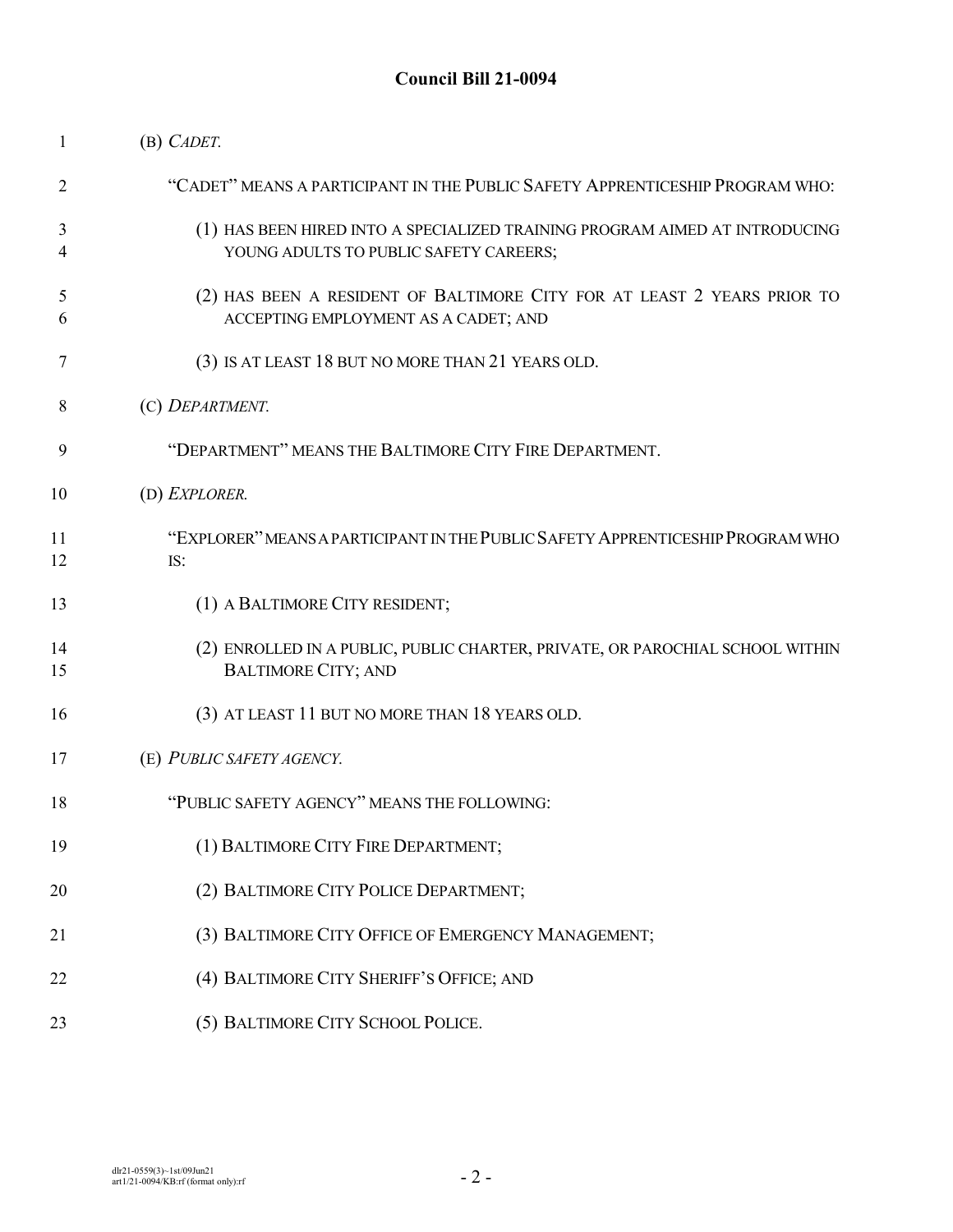(B) *CADET.*

"CADET" MEANS A PARTICIPANT IN THE PUBLIC SAFETY APPRENTICESHIP PROGRAM WHO:

(1) HAS BEEN HIRED INTO A SPECIALIZED TRAINING PROGRAM AIMED AT INTRODUCING YOUNG ADULTS TO PUBLIC SAFETY CAREERS;

(2) HAS BEEN A RESIDENT OF BALTIMORE CITY FOR AT LEAST 2 YEARS PRIOR TO ACCEPTING EMPLOYMENT AS A CADET; AND

(3) IS AT LEAST 18 BUT NO MORE THAN 21 YEARS OLD.

(C) *DEPARTMENT.*

"DEPARTMENT" MEANS THE BALTIMORE CITY FIRE DEPARTMENT.

(D) *EXPLORER.*

"EXPLORER" MEANS A PARTICIPANT IN THE PUBLIC SAFETY APPRENTICESHIP PROGRAM WHO IS:

(1) A BALTIMORE CITY RESIDENT;

(2) ENROLLED IN A PUBLIC, PUBLIC CHARTER, PRIVATE, OR PAROCHIAL SCHOOL WITHIN BALTIMORE CITY; AND

(3) AT LEAST 11 BUT NO MORE THAN 18 YEARS OLD.

(E) *PUBLIC SAFETY AGENCY.*

"PUBLIC SAFETY AGENCY" MEANS THE FOLLOWING:

(1) BALTIMORE CITY FIRE DEPARTMENT;

(2) BALTIMORE CITY POLICE DEPARTMENT;

(3) BALTIMORE CITY OFFICE OF EMERGENCY MANAGEMENT;

(4) BALTIMORE CITY SHERIFF'S OFFICE; AND

(5) BALTIMORE CITY SCHOOL POLICE.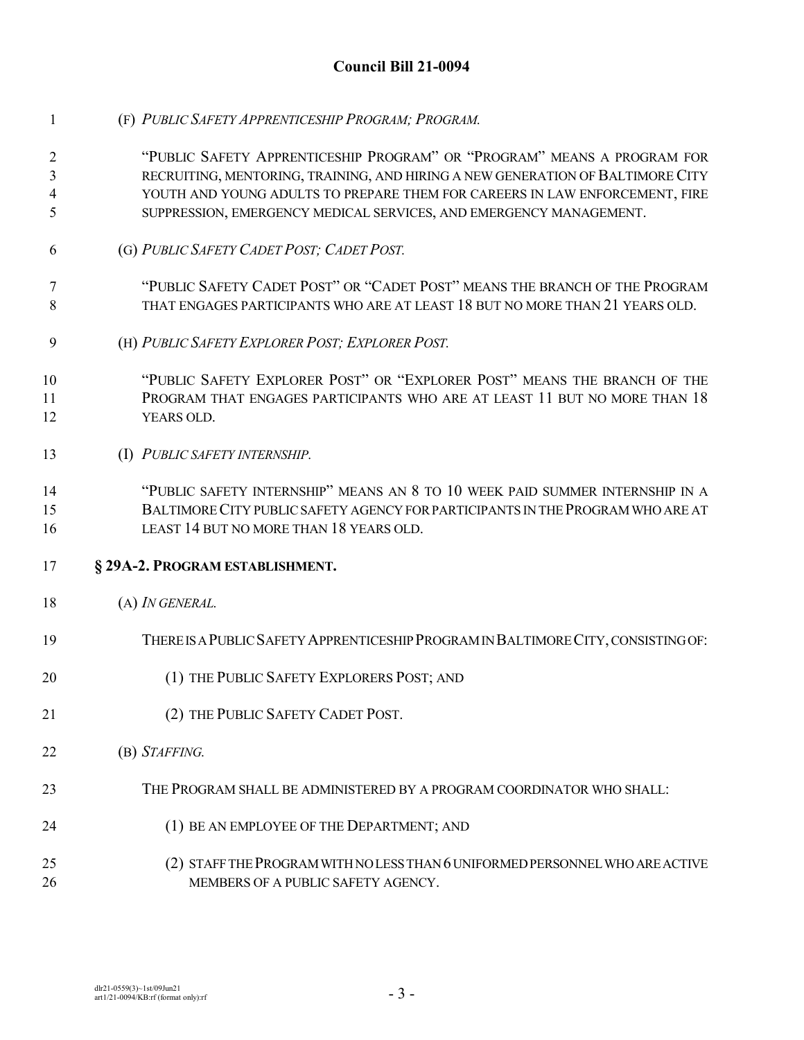(F) *PUBLIC SAFETY APPRENTICESHIP PROGRAM; PROGRAM.*

"PUBLIC SAFETY APPRENTICESHIP PROGRAM" OR "PROGRAM" MEANS A PROGRAM FOR RECRUITING, MENTORING, TRAINING, AND HIRING A NEW GENERATION OF BALTIMORE CITY YOUTH AND YOUNG ADULTS TO PREPARE THEM FOR CAREERS IN LAW ENFORCEMENT, FIRE SUPPRESSION, EMERGENCY MEDICAL SERVICES, AND EMERGENCY MANAGEMENT.

(G) *PUBLIC SAFETY CADET POST; CADET POST.*

"PUBLIC SAFETY CADET POST" OR "CADET POST" MEANS THE BRANCH OF THE PROGRAM THAT ENGAGES PARTICIPANTS WHO ARE AT LEAST 18 BUT NO MORE THAN 21 YEARS OLD.

(H) *PUBLIC SAFETY EXPLORER POST; EXPLORER POST.*

"PUBLIC SAFETY EXPLORER POST" OR "EXPLORER POST" MEANS THE BRANCH OF THE PROGRAM THAT ENGAGES PARTICIPANTS WHO ARE AT LEAST 11 BUT NO MORE THAN 18 YEARS OLD.

(I) *PUBLIC SAFETY INTERNSHIP.*

"PUBLIC SAFETY INTERNSHIP" MEANS AN 8 TO 10 WEEK PAID SUMMER INTERNSHIP IN A BALTIMORE CITY PUBLIC SAFETY AGENCY FOR PARTICIPANTS IN THE PROGRAM WHO ARE AT LEAST 14 BUT NO MORE THAN 18 YEARS OLD.

**§ 29A-2. PROGRAM ESTABLISHMENT.**

(A) *IN GENERAL.*

THERE IS A PUBLIC SAFETY APPRENTICESHIP PROGRAM IN BALTIMORE CITY, CONSISTING OF:

(1) THE PUBLIC SAFETY EXPLORERS POST; AND

(2) THE PUBLIC SAFETY CADET POST.

(B) *STAFFING.*

THE PROGRAM SHALL BE ADMINISTERED BY A PROGRAM COORDINATOR WHO SHALL:

(1) BE AN EMPLOYEE OF THE DEPARTMENT; AND

(2) STAFF THE PROGRAM WITH NO LESS THAN 6 UNIFORMED PERSONNEL WHO ARE ACTIVE MEMBERS OF A PUBLIC SAFETY AGENCY.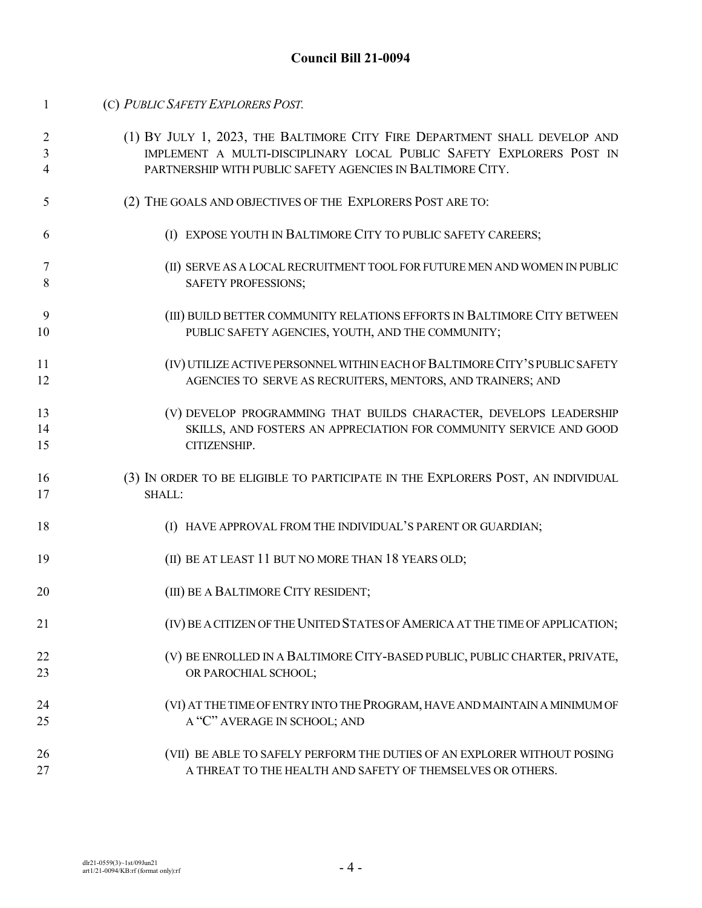(C) *PUBLIC SAFETY EXPLORERS POST.*

(1) BY JULY 1, 2023, THE BALTIMORE CITY FIRE DEPARTMENT SHALL DEVELOP AND IMPLEMENT A MULTI-DISCIPLINARY LOCAL PUBLIC SAFETY EXPLORERS POST IN PARTNERSHIP WITH PUBLIC SAFETY AGENCIES IN BALTIMORE CITY.

(2) THE GOALS AND OBJECTIVES OF THE EXPLORERS POST ARE TO:

(I) EXPOSE YOUTH IN BALTIMORE CITY TO PUBLIC SAFETY CAREERS;

(II) SERVE AS A LOCAL RECRUITMENT TOOL FOR FUTURE MEN AND WOMEN IN PUBLIC SAFETY PROFESSIONS;

(III) BUILD BETTER COMMUNITY RELATIONS EFFORTS IN BALTIMORE CITY BETWEEN PUBLIC SAFETY AGENCIES, YOUTH, AND THE COMMUNITY;

(IV) UTILIZE ACTIVE PERSONNEL WITHIN EACH OF BALTIMORE CITY'S PUBLIC SAFETY AGENCIES TO SERVE AS RECRUITERS, MENTORS, AND TRAINERS; AND

(V) DEVELOP PROGRAMMING THAT BUILDS CHARACTER, DEVELOPS LEADERSHIP SKILLS, AND FOSTERS AN APPRECIATION FOR COMMUNITY SERVICE AND GOOD CITIZENSHIP.

(3) IN ORDER TO BE ELIGIBLE TO PARTICIPATE IN THE EXPLORERS POST, AN INDIVIDUAL SHALL:

(I) HAVE APPROVAL FROM THE INDIVIDUAL'S PARENT OR GUARDIAN;

(II) BE AT LEAST 11 BUT NO MORE THAN 18 YEARS OLD;

(III) BE A BALTIMORE CITY RESIDENT;

(IV) BE A CITIZEN OF THE UNITED STATES OF AMERICA AT THE TIME OF APPLICATION;

(V) BE ENROLLED IN A BALTIMORE CITY-BASED PUBLIC, PUBLIC CHARTER, PRIVATE, OR PAROCHIAL SCHOOL;

(VI) AT THE TIME OF ENTRY INTO THE PROGRAM, HAVE AND MAINTAIN A MINIMUM OF A "C" AVERAGE IN SCHOOL; AND

(VII) BE ABLE TO SAFELY PERFORM THE DUTIES OF AN EXPLORER WITHOUT POSING A THREAT TO THE HEALTH AND SAFETY OF THEMSELVES OR OTHERS.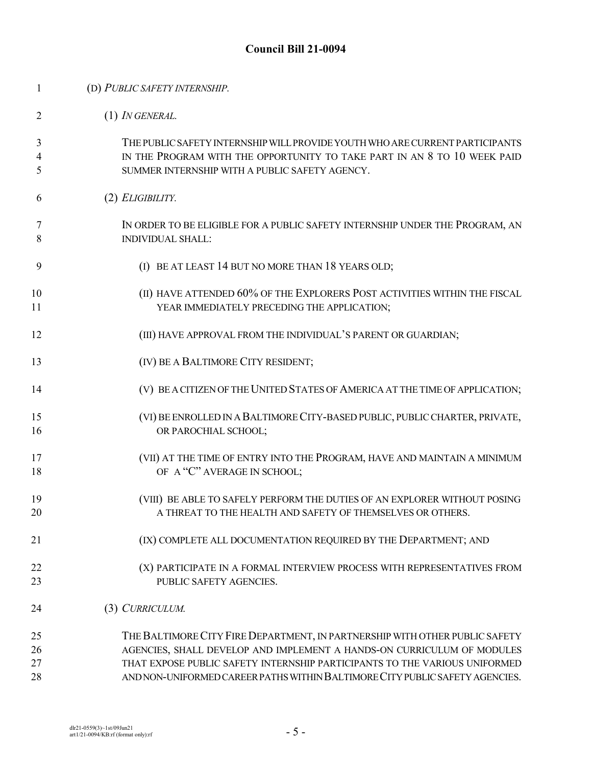(D) *PUBLIC SAFETY INTERNSHIP.*

(1) *IN GENERAL.*

THE PUBLIC SAFETY INTERNSHIP WILL PROVIDE YOUTH WHO ARE CURRENT PARTICIPANTS IN THE PROGRAM WITH THE OPPORTUNITY TO TAKE PART IN AN 8 TO 10 WEEK PAID SUMMER INTERNSHIP WITH A PUBLIC SAFETY AGENCY.

(2) *ELIGIBILITY.*

IN ORDER TO BE ELIGIBLE FOR A PUBLIC SAFETY INTERNSHIP UNDER THE PROGRAM, AN INDIVIDUAL SHALL:

(I) BE AT LEAST 14 BUT NO MORE THAN 18 YEARS OLD;

(II) HAVE ATTENDED 60% OF THE EXPLORERS POST ACTIVITIES WITHIN THE FISCAL YEAR IMMEDIATELY PRECEDING THE APPLICATION;

(III) HAVE APPROVAL FROM THE INDIVIDUAL'S PARENT OR GUARDIAN;

(IV) BE A BALTIMORE CITY RESIDENT;

(V) BE A CITIZEN OF THE UNITED STATES OF AMERICA AT THE TIME OF APPLICATION;

(VI) BE ENROLLED IN A BALTIMORE CITY-BASED PUBLIC, PUBLIC CHARTER, PRIVATE, OR PAROCHIAL SCHOOL;

(VII) AT THE TIME OF ENTRY INTO THE PROGRAM, HAVE AND MAINTAIN A MINIMUM OF A "C" AVERAGE IN SCHOOL;

(VIII) BE ABLE TO SAFELY PERFORM THE DUTIES OF AN EXPLORER WITHOUT POSING A THREAT TO THE HEALTH AND SAFETY OF THEMSELVES OR OTHERS.

(IX) COMPLETE ALL DOCUMENTATION REQUIRED BY THE DEPARTMENT; AND

(X) PARTICIPATE IN A FORMAL INTERVIEW PROCESS WITH REPRESENTATIVES FROM PUBLIC SAFETY AGENCIES.

(3) *CURRICULUM.*

THE BALTIMORE CITY FIRE DEPARTMENT, IN PARTNERSHIP WITH OTHER PUBLIC SAFETY AGENCIES, SHALL DEVELOP AND IMPLEMENT A HANDS-ON CURRICULUM OF MODULES THAT EXPOSE PUBLIC SAFETY INTERNSHIP PARTICIPANTS TO THE VARIOUS UNIFORMED AND NON-UNIFORMED CAREER PATHS WITHIN BALTIMORE CITY PUBLIC SAFETY AGENCIES.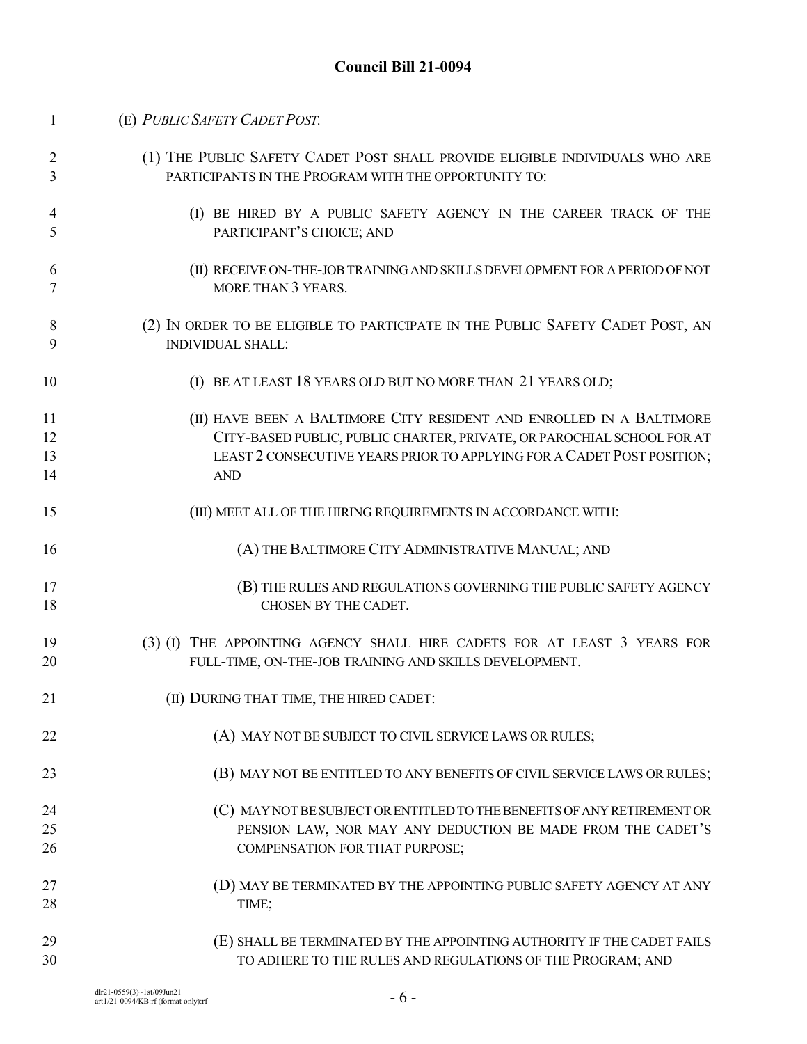(E) *PUBLIC SAFETY CADET POST.*

(1) THE PUBLIC SAFETY CADET POST SHALL PROVIDE ELIGIBLE INDIVIDUALS WHO ARE PARTICIPANTS IN THE PROGRAM WITH THE OPPORTUNITY TO:

(I) BE HIRED BY A PUBLIC SAFETY AGENCY IN THE CAREER TRACK OF THE PARTICIPANT'S CHOICE; AND

(II) RECEIVE ON-THE-JOB TRAINING AND SKILLS DEVELOPMENT FOR A PERIOD OF NOT MORE THAN 3 YEARS.

(2) IN ORDER TO BE ELIGIBLE TO PARTICIPATE IN THE PUBLIC SAFETY CADET POST, AN INDIVIDUAL SHALL:

(I) BE AT LEAST 18 YEARS OLD BUT NO MORE THAN 21 YEARS OLD;

(II) HAVE BEEN A BALTIMORE CITY RESIDENT AND ENROLLED IN A BALTIMORE CITY-BASED PUBLIC, PUBLIC CHARTER, PRIVATE, OR PAROCHIAL SCHOOL FOR AT LEAST 2 CONSECUTIVE YEARS PRIOR TO APPLYING FOR A CADET POST POSITION; AND

(III) MEET ALL OF THE HIRING REQUIREMENTS IN ACCORDANCE WITH:

(A) THE BALTIMORE CITY ADMINISTRATIVE MANUAL; AND

(B) THE RULES AND REGULATIONS GOVERNING THE PUBLIC SAFETY AGENCY CHOSEN BY THE CADET.

(3) (I) THE APPOINTING AGENCY SHALL HIRE CADETS FOR AT LEAST 3 YEARS FOR FULL-TIME, ON-THE-JOB TRAINING AND SKILLS DEVELOPMENT.

(II) DURING THAT TIME, THE HIRED CADET:

(A) MAY NOT BE SUBJECT TO CIVIL SERVICE LAWS OR RULES;

(B) MAY NOT BE ENTITLED TO ANY BENEFITS OF CIVIL SERVICE LAWS OR RULES;

(C) MAY NOT BE SUBJECT OR ENTITLED TO THE BENEFITS OF ANY RETIREMENT OR PENSION LAW, NOR MAY ANY DEDUCTION BE MADE FROM THE CADET'S COMPENSATION FOR THAT PURPOSE;

(D) MAY BE TERMINATED BY THE APPOINTING PUBLIC SAFETY AGENCY AT ANY TIME;

(E) SHALL BE TERMINATED BY THE APPOINTING AUTHORITY IF THE CADET FAILS TO ADHERE TO THE RULES AND REGULATIONS OF THE PROGRAM; AND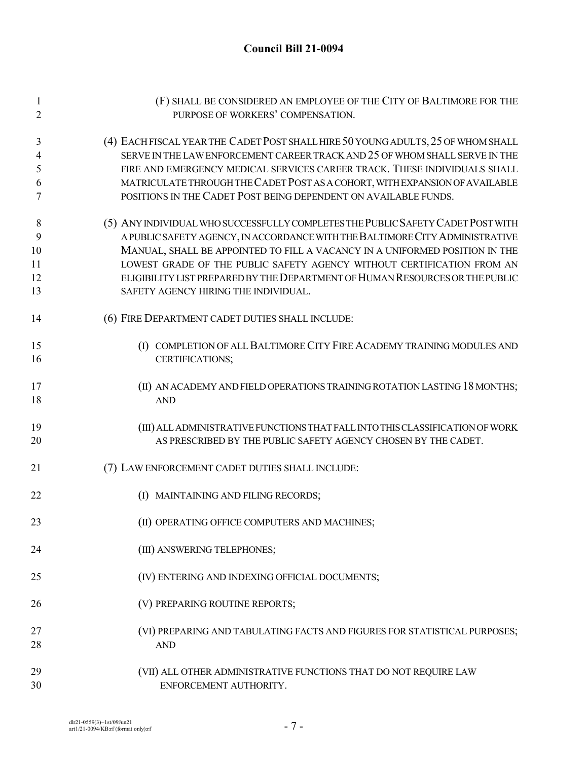(F) SHALL BE CONSIDERED AN EMPLOYEE OF THE CITY OF BALTIMORE FOR THE PURPOSE OF WORKERS' COMPENSATION.

(4) EACH FISCAL YEAR THE CADET POST SHALL HIRE 50 YOUNG ADULTS, 25 OF WHOM SHALL SERVE IN THE LAW ENFORCEMENT CAREER TRACK AND 25 OF WHOM SHALL SERVE IN THE FIRE AND EMERGENCY MEDICAL SERVICES CAREER TRACK. THESE INDIVIDUALS SHALL MATRICULATE THROUGH THE CADET POST AS A COHORT, WITH EXPANSION OF AVAILABLE POSITIONS IN THE CADET POST BEING DEPENDENT ON AVAILABLE FUNDS.

(5) ANY INDIVIDUAL WHO SUCCESSFULLY COMPLETES THE PUBLIC SAFETY CADET POST WITH A PUBLIC SAFETY AGENCY, IN ACCORDANCE WITH THE BALTIMORE CITY ADMINISTRATIVE MANUAL, SHALL BE APPOINTED TO FILL A VACANCY IN A UNIFORMED POSITION IN THE LOWEST GRADE OF THE PUBLIC SAFETY AGENCY WITHOUT CERTIFICATION FROM AN ELIGIBILITY LIST PREPARED BY THE DEPARTMENT OF HUMAN RESOURCES OR THE PUBLIC SAFETY AGENCY HIRING THE INDIVIDUAL.

(6) FIRE DEPARTMENT CADET DUTIES SHALL INCLUDE:

(I) COMPLETION OF ALL BALTIMORE CITY FIRE ACADEMY TRAINING MODULES AND CERTIFICATIONS;

(II) AN ACADEMY AND FIELD OPERATIONS TRAINING ROTATION LASTING 18 MONTHS; AND

(III) ALL ADMINISTRATIVE FUNCTIONS THAT FALL INTO THIS CLASSIFICATION OF WORK AS PRESCRIBED BY THE PUBLIC SAFETY AGENCY CHOSEN BY THE CADET.

(7) LAW ENFORCEMENT CADET DUTIES SHALL INCLUDE:

(I) MAINTAINING AND FILING RECORDS;

(II) OPERATING OFFICE COMPUTERS AND MACHINES;

(III) ANSWERING TELEPHONES;

(IV) ENTERING AND INDEXING OFFICIAL DOCUMENTS;

(V) PREPARING ROUTINE REPORTS;

(VI) PREPARING AND TABULATING FACTS AND FIGURES FOR STATISTICAL PURPOSES; AND

(VII) ALL OTHER ADMINISTRATIVE FUNCTIONS THAT DO NOT REQUIRE LAW ENFORCEMENT AUTHORITY.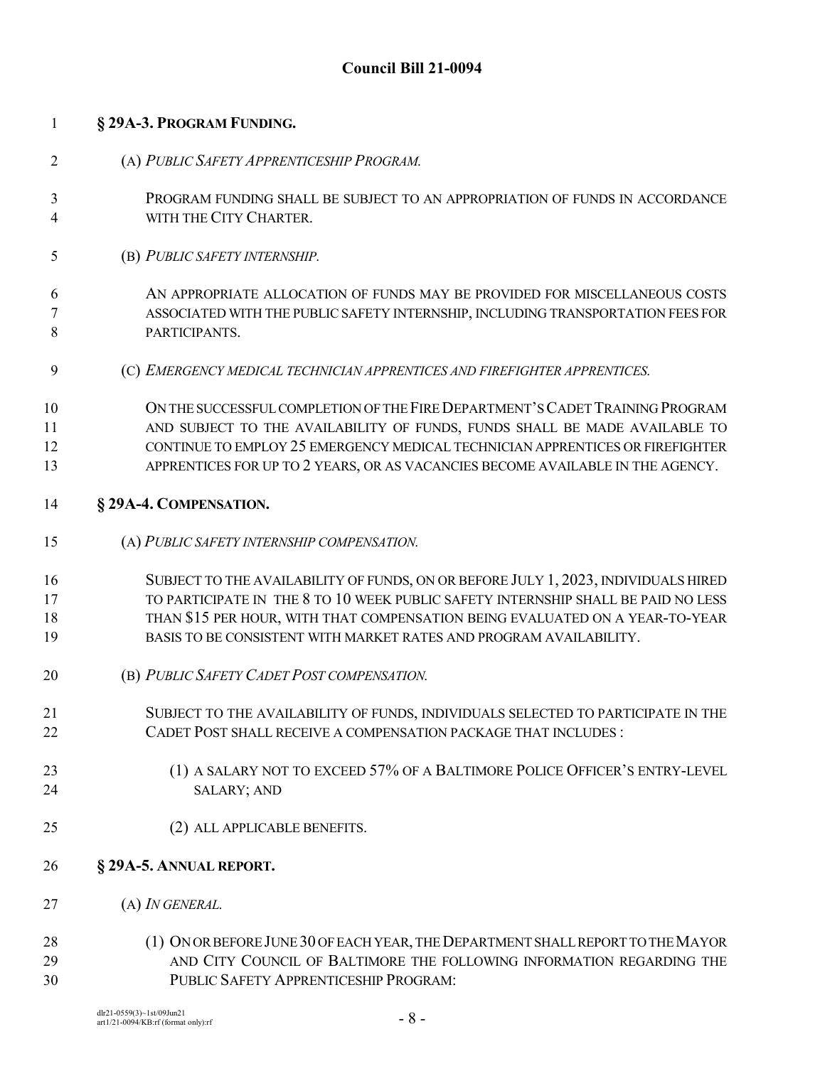**§ 29A-3. PROGRAM FUNDING.**

(A) *PUBLIC SAFETY APPRENTICESHIP PROGRAM.*

PROGRAM FUNDING SHALL BE SUBJECT TO AN APPROPRIATION OF FUNDS IN ACCORDANCE WITH THE CITY CHARTER.

(B) *PUBLIC SAFETY INTERNSHIP.*

AN APPROPRIATE ALLOCATION OF FUNDS MAY BE PROVIDED FOR MISCELLANEOUS COSTS ASSOCIATED WITH THE PUBLIC SAFETY INTERNSHIP, INCLUDING TRANSPORTATION FEES FOR PARTICIPANTS.

(C) *EMERGENCY MEDICAL TECHNICIAN APPRENTICES AND FIREFIGHTER APPRENTICES.*

ON THE SUCCESSFUL COMPLETION OF THE FIRE DEPARTMENT'S CADET TRAINING PROGRAM AND SUBJECT TO THE AVAILABILITY OF FUNDS, FUNDS SHALL BE MADE AVAILABLE TO CONTINUE TO EMPLOY 25 EMERGENCY MEDICAL TECHNICIAN APPRENTICES OR FIREFIGHTER APPRENTICES FOR UP TO 2 YEARS, OR AS VACANCIES BECOME AVAILABLE IN THE AGENCY.

**§ 29A-4. COMPENSATION.**

(A) *PUBLIC SAFETY INTERNSHIP COMPENSATION.*

SUBJECT TO THE AVAILABILITY OF FUNDS, ON OR BEFORE JULY 1, 2023, INDIVIDUALS HIRED TO PARTICIPATE IN THE 8 TO 10 WEEK PUBLIC SAFETY INTERNSHIP SHALL BE PAID NO LESS THAN $15 PER HOUR, WITH THAT COMPENSATION BEING EVALUATED ON A YEAR-TO-YEAR BASIS TO BE CONSISTENT WITH MARKET RATES AND PROGRAM AVAILABILITY.

(B) *PUBLIC SAFETY CADET POST COMPENSATION.*

SUBJECT TO THE AVAILABILITY OF FUNDS, INDIVIDUALS SELECTED TO PARTICIPATE IN THE CADET POST SHALL RECEIVE A COMPENSATION PACKAGE THAT INCLUDES :

(1) A SALARY NOT TO EXCEED 57% OF A BALTIMORE POLICE OFFICER'S ENTRY-LEVEL SALARY; AND

(2) ALL APPLICABLE BENEFITS.

**§ 29A-5. ANNUAL REPORT.**

(A) *IN GENERAL.*

(1) ON OR BEFORE JUNE 30 OF EACH YEAR, THE DEPARTMENT SHALL REPORT TO THE MAYOR AND CITY COUNCIL OF BALTIMORE THE FOLLOWING INFORMATION REGARDING THE PUBLIC SAFETY APPRENTICESHIP PROGRAM: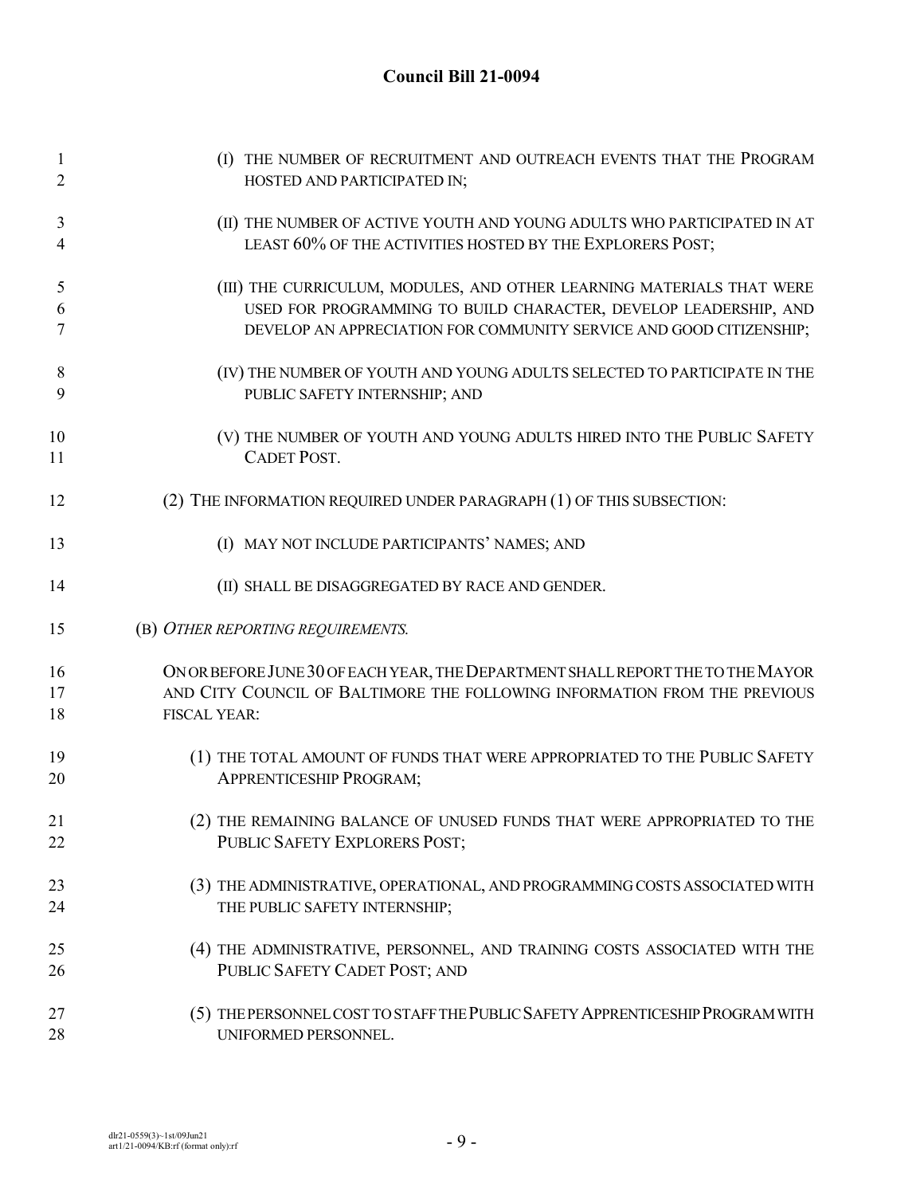(I) THE NUMBER OF RECRUITMENT AND OUTREACH EVENTS THAT THE PROGRAM HOSTED AND PARTICIPATED IN;

(II) THE NUMBER OF ACTIVE YOUTH AND YOUNG ADULTS WHO PARTICIPATED IN AT LEAST 60% OF THE ACTIVITIES HOSTED BY THE EXPLORERS POST;

(III) THE CURRICULUM, MODULES, AND OTHER LEARNING MATERIALS THAT WERE USED FOR PROGRAMMING TO BUILD CHARACTER, DEVELOP LEADERSHIP, AND DEVELOP AN APPRECIATION FOR COMMUNITY SERVICE AND GOOD CITIZENSHIP;

(IV) THE NUMBER OF YOUTH AND YOUNG ADULTS SELECTED TO PARTICIPATE IN THE PUBLIC SAFETY INTERNSHIP; AND

(V) THE NUMBER OF YOUTH AND YOUNG ADULTS HIRED INTO THE PUBLIC SAFETY CADET POST.

(2) THE INFORMATION REQUIRED UNDER PARAGRAPH (1) OF THIS SUBSECTION:

(I) MAY NOT INCLUDE PARTICIPANTS' NAMES; AND

(II) SHALL BE DISAGGREGATED BY RACE AND GENDER.

(B) *OTHER REPORTING REQUIREMENTS.*

ON OR BEFORE JUNE 30 OF EACH YEAR, THE DEPARTMENT SHALL REPORT THE TO THE MAYOR AND CITY COUNCIL OF BALTIMORE THE FOLLOWING INFORMATION FROM THE PREVIOUS FISCAL YEAR:

(1) THE TOTAL AMOUNT OF FUNDS THAT WERE APPROPRIATED TO THE PUBLIC SAFETY APPRENTICESHIP PROGRAM;

(2) THE REMAINING BALANCE OF UNUSED FUNDS THAT WERE APPROPRIATED TO THE PUBLIC SAFETY EXPLORERS POST;

(3) THE ADMINISTRATIVE, OPERATIONAL, AND PROGRAMMING COSTS ASSOCIATED WITH THE PUBLIC SAFETY INTERNSHIP;

(4) THE ADMINISTRATIVE, PERSONNEL, AND TRAINING COSTS ASSOCIATED WITH THE PUBLIC SAFETY CADET POST; AND

(5) THE PERSONNEL COST TO STAFF THE PUBLIC SAFETY APPRENTICESHIP PROGRAM WITH UNIFORMED PERSONNEL.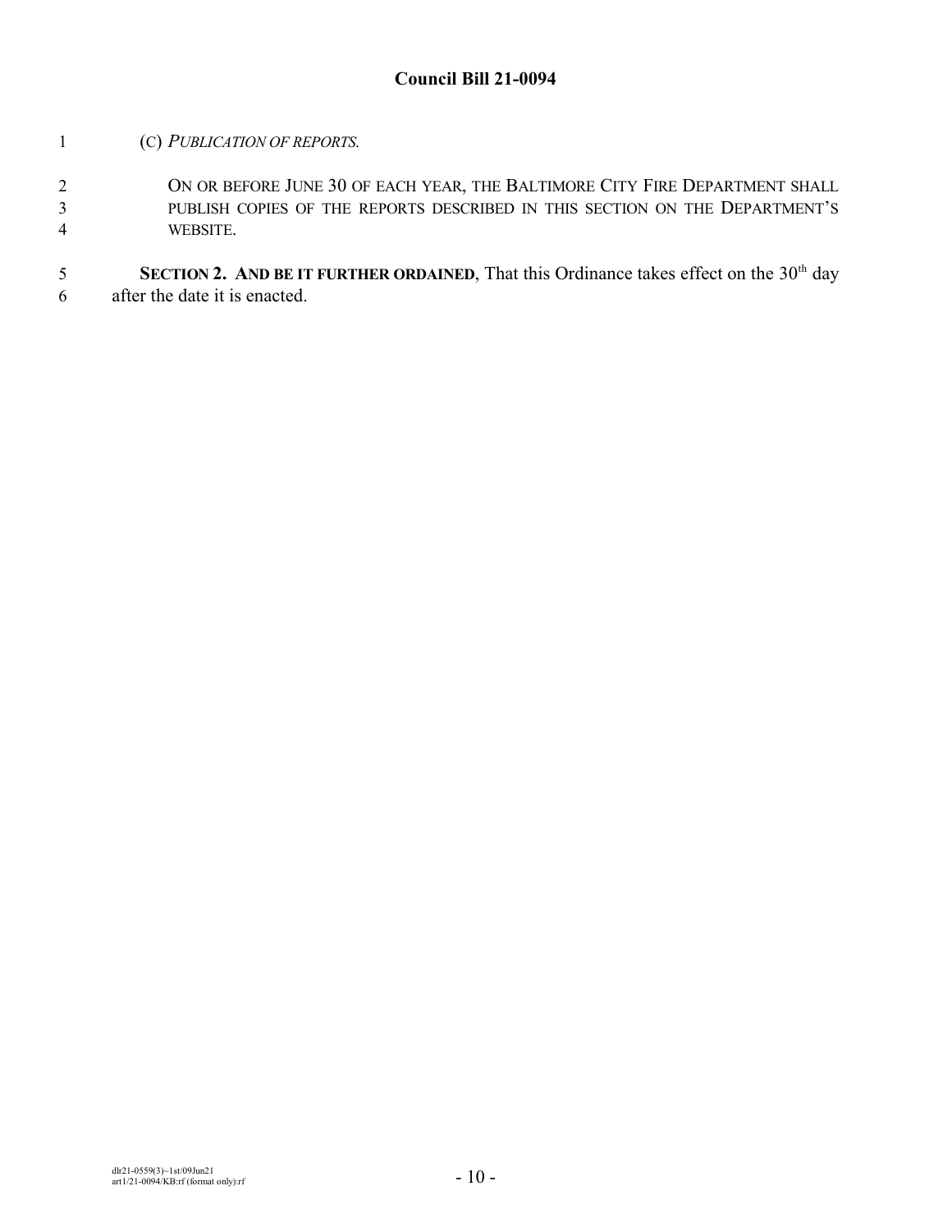(C) *PUBLICATION OF REPORTS.*

ON OR BEFORE JUNE 30 OF EACH YEAR, THE BALTIMORE CITY FIRE DEPARTMENT SHALL PUBLISH COPIES OF THE REPORTS DESCRIBED IN THIS SECTION ON THE DEPARTMENT'S WEBSITE.

**SECTION 2. AND BE IT FURTHER ORDAINED**, That this Ordinance takes effect on the 30th day after the date it is enacted.